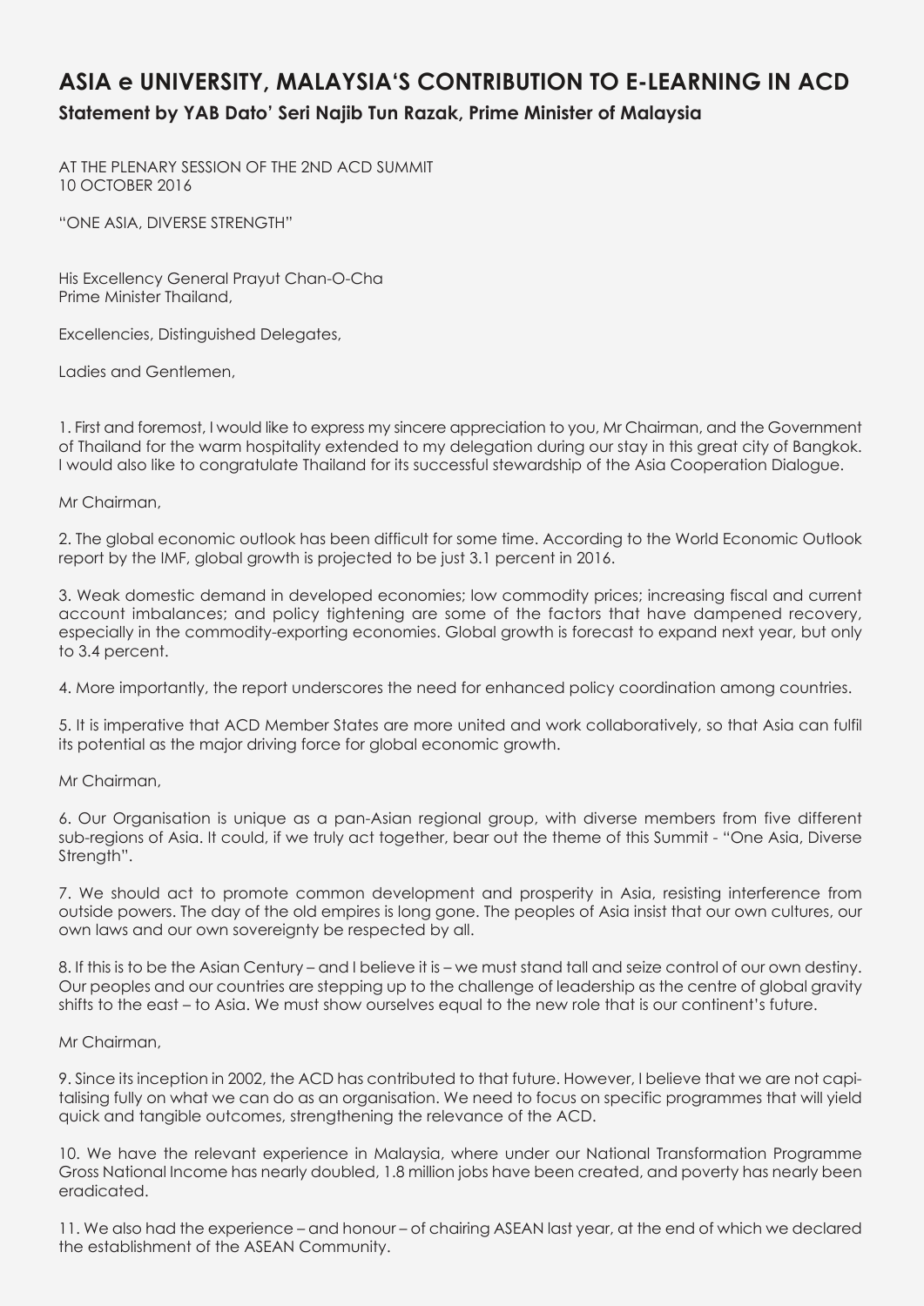# ASIA e UNIVERSITY, MALAYSIA'S CONTRIBUTION TO E-LEARNING IN ACD

## Statement by YAB Dato' Seri Najib Tun Razak, Prime Minister of Malaysia

AT THE PLENARY SESSION OF THE 2ND ACD SUMMIT
10 OCTOBER 2016

"ONE ASIA, DIVERSE STRENGTH"

His Excellency General Prayut Chan-O-Cha
Prime Minister Thailand,

Excellencies, Distinguished Delegates,

Ladies and Gentlemen,

1. First and foremost, I would like to express my sincere appreciation to you, Mr Chairman, and the Government of Thailand for the warm hospitality extended to my delegation during our stay in this great city of Bangkok. I would also like to congratulate Thailand for its successful stewardship of the Asia Cooperation Dialogue.

Mr Chairman,

2. The global economic outlook has been difficult for some time. According to the World Economic Outlook report by the IMF, global growth is projected to be just 3.1 percent in 2016.

3. Weak domestic demand in developed economies; low commodity prices; increasing fiscal and current account imbalances; and policy tightening are some of the factors that have dampened recovery, especially in the commodity-exporting economies. Global growth is forecast to expand next year, but only to 3.4 percent.

4. More importantly, the report underscores the need for enhanced policy coordination among countries.

5. It is imperative that ACD Member States are more united and work collaboratively, so that Asia can fulfil its potential as the major driving force for global economic growth.

Mr Chairman,

6. Our Organisation is unique as a pan-Asian regional group, with diverse members from five different sub-regions of Asia. It could, if we truly act together, bear out the theme of this Summit - "One Asia, Diverse Strength".

7. We should act to promote common development and prosperity in Asia, resisting interference from outside powers. The day of the old empires is long gone. The peoples of Asia insist that our own cultures, our own laws and our own sovereignty be respected by all.

8. If this is to be the Asian Century – and I believe it is – we must stand tall and seize control of our own destiny. Our peoples and our countries are stepping up to the challenge of leadership as the centre of global gravity shifts to the east – to Asia. We must show ourselves equal to the new role that is our continent's future.

Mr Chairman,

9. Since its inception in 2002, the ACD has contributed to that future. However, I believe that we are not capitalising fully on what we can do as an organisation. We need to focus on specific programmes that will yield quick and tangible outcomes, strengthening the relevance of the ACD.

10. We have the relevant experience in Malaysia, where under our National Transformation Programme Gross National Income has nearly doubled, 1.8 million jobs have been created, and poverty has nearly been eradicated.

11. We also had the experience – and honour – of chairing ASEAN last year, at the end of which we declared the establishment of the ASEAN Community.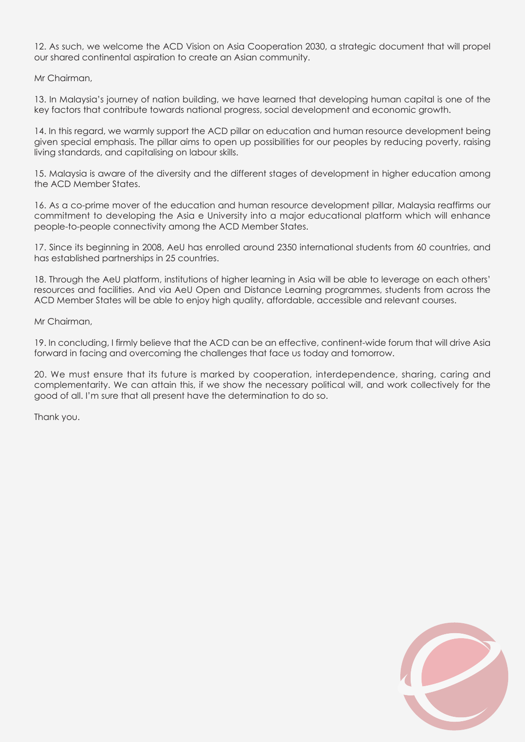12. As such, we welcome the ACD Vision on Asia Cooperation 2030, a strategic document that will propel our shared continental aspiration to create an Asian community.

Mr Chairman,

13. In Malaysia's journey of nation building, we have learned that developing human capital is one of the key factors that contribute towards national progress, social development and economic growth.

14. In this regard, we warmly support the ACD pillar on education and human resource development being given special emphasis. The pillar aims to open up possibilities for our peoples by reducing poverty, raising living standards, and capitalising on labour skills.

15. Malaysia is aware of the diversity and the different stages of development in higher education among the ACD Member States.

16. As a co-prime mover of the education and human resource development pillar, Malaysia reaffirms our commitment to developing the Asia e University into a major educational platform which will enhance people-to-people connectivity among the ACD Member States.

17. Since its beginning in 2008, AeU has enrolled around 2350 international students from 60 countries, and has established partnerships in 25 countries.

18. Through the AeU platform, institutions of higher learning in Asia will be able to leverage on each others' resources and facilities. And via AeU Open and Distance Learning programmes, students from across the ACD Member States will be able to enjoy high quality, affordable, accessible and relevant courses.

Mr Chairman,

19. In concluding, I firmly believe that the ACD can be an effective, continent-wide forum that will drive Asia forward in facing and overcoming the challenges that face us today and tomorrow.

20. We must ensure that its future is marked by cooperation, interdependence, sharing, caring and complementarity. We can attain this, if we show the necessary political will, and work collectively for the good of all. I'm sure that all present have the determination to do so.

Thank you.